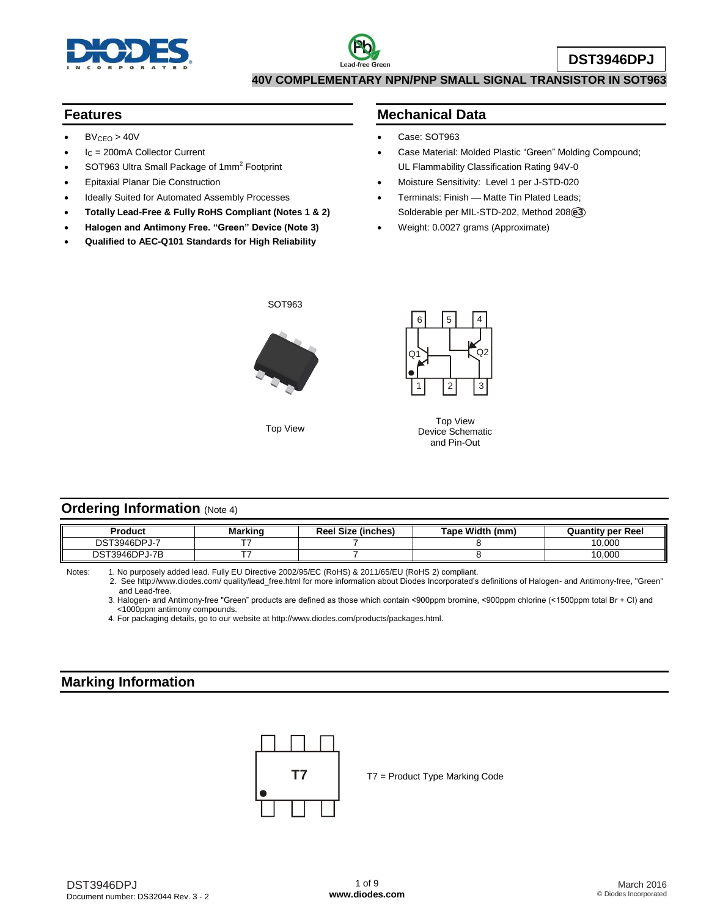# DST3946DPJ

**40V COMPLEMENTARY NPN/PNP SMALL SIGNAL TRANSISTOR IN SOT963**

## Features

- $BV_{CEO}$ > 40V
- $I_C$ = 200mA Collector Current
- SOT963 Ultra Small Package of 1mm$^2$ Footprint
- Epitaxial Planar Die Construction
- Ideally Suited for Automated Assembly Processes
- **Totally Lead-Free & Fully RoHS Compliant (Notes 1 & 2)**
- **Halogen and Antimony Free. "Green" Device (Note 3)**
- **Qualified to AEC-Q101 Standards for High Reliability**

## Mechanical Data

- Case: SOT963
- Case Material: Molded Plastic "Green" Molding Compound; UL Flammability Classification Rating 94V-0
- Moisture Sensitivity: Level 1 per J-STD-020
- Terminals: Finish — Matte Tin Plated Leads; Solderable per MIL-STD-202, Method 208 (e3)
- Weight: 0.0027 grams (Approximate)

SOT963

Top View

Top View
Device Schematic
and Pin-Out

## Ordering Information (Note 4)

| Product | Marking | Reel Size (inches) | Tape Width (mm) | Quantity per Reel |
|---|---|---|---|---|
| DST3946DPJ-7 | T7 | 7 | 8 | 10,000 |
| DST3946DPJ-7B | T7 | 7 | 8 | 10,000 |

Notes:
1. No purposely added lead. Fully EU Directive 2002/95/EC (RoHS) & 2011/65/EU (RoHS 2) compliant.
2. See http://www.diodes.com/ quality/lead_free.html for more information about Diodes Incorporated's definitions of Halogen- and Antimony-free, "Green" and Lead-free.
3. Halogen- and Antimony-free "Green" products are defined as those which contain <900ppm bromine, <900ppm chlorine (<1500ppm total Br + Cl) and <1000ppm antimony compounds.
4. For packaging details, go to our website at http://www.diodes.com/products/packages.html.

## Marking Information

T7

T7 = Product Type Marking Code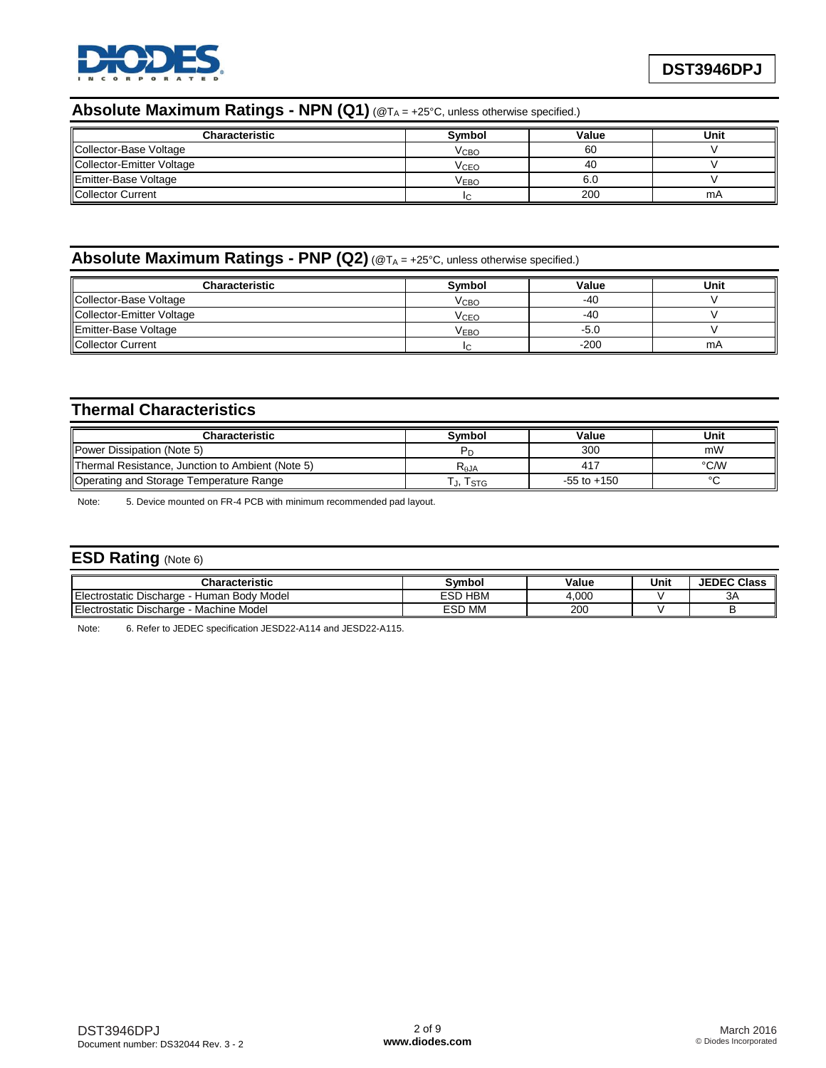## Absolute Maximum Ratings - NPN (Q1) (@$T_A$ = +25°C, unless otherwise specified.)

| Characteristic | Symbol | Value | Unit |
|---|---|---|---|
| Collector-Base Voltage | $V_{CBO}$ | 60 | V |
| Collector-Emitter Voltage | $V_{CEO}$ | 40 | V |
| Emitter-Base Voltage | $V_{EBO}$ | 6.0 | V |
| Collector Current | $I_C$ | 200 | mA |

## Absolute Maximum Ratings - PNP (Q2) (@$T_A$ = +25°C, unless otherwise specified.)

| Characteristic | Symbol | Value | Unit |
|---|---|---|---|
| Collector-Base Voltage | $V_{CBO}$ | -40 | V |
| Collector-Emitter Voltage | $V_{CEO}$ | -40 | V |
| Emitter-Base Voltage | $V_{EBO}$ | -5.0 | V |
| Collector Current | $I_C$ | -200 | mA |

## Thermal Characteristics

| Characteristic | Symbol | Value | Unit |
|---|---|---|---|
| Power Dissipation (Note 5) | $P_D$ | 300 | mW |
| Thermal Resistance, Junction to Ambient (Note 5) | $R_{\theta JA}$ | 417 | °C/W |
| Operating and Storage Temperature Range | $T_J, T_{STG}$ | -55 to +150 | °C |

Note: 5. Device mounted on FR-4 PCB with minimum recommended pad layout.

## ESD Rating (Note 6)

| Characteristic | Symbol | Value | Unit | JEDEC Class |
|---|---|---|---|---|
| Electrostatic Discharge - Human Body Model | ESD HBM | 4,000 | V | 3A |
| Electrostatic Discharge - Machine Model | ESD MM | 200 | V | B |

Note: 6. Refer to JEDEC specification JESD22-A114 and JESD22-A115.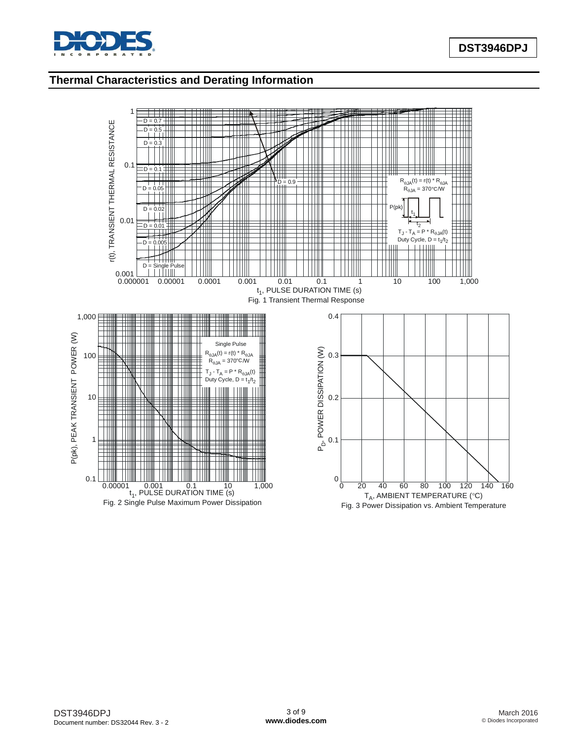## Thermal Characteristics and Derating Information

Fig. 1 Transient Thermal Response

Fig. 2 Single Pulse Maximum Power Dissipation

Fig. 3 Power Dissipation vs. Ambient Temperature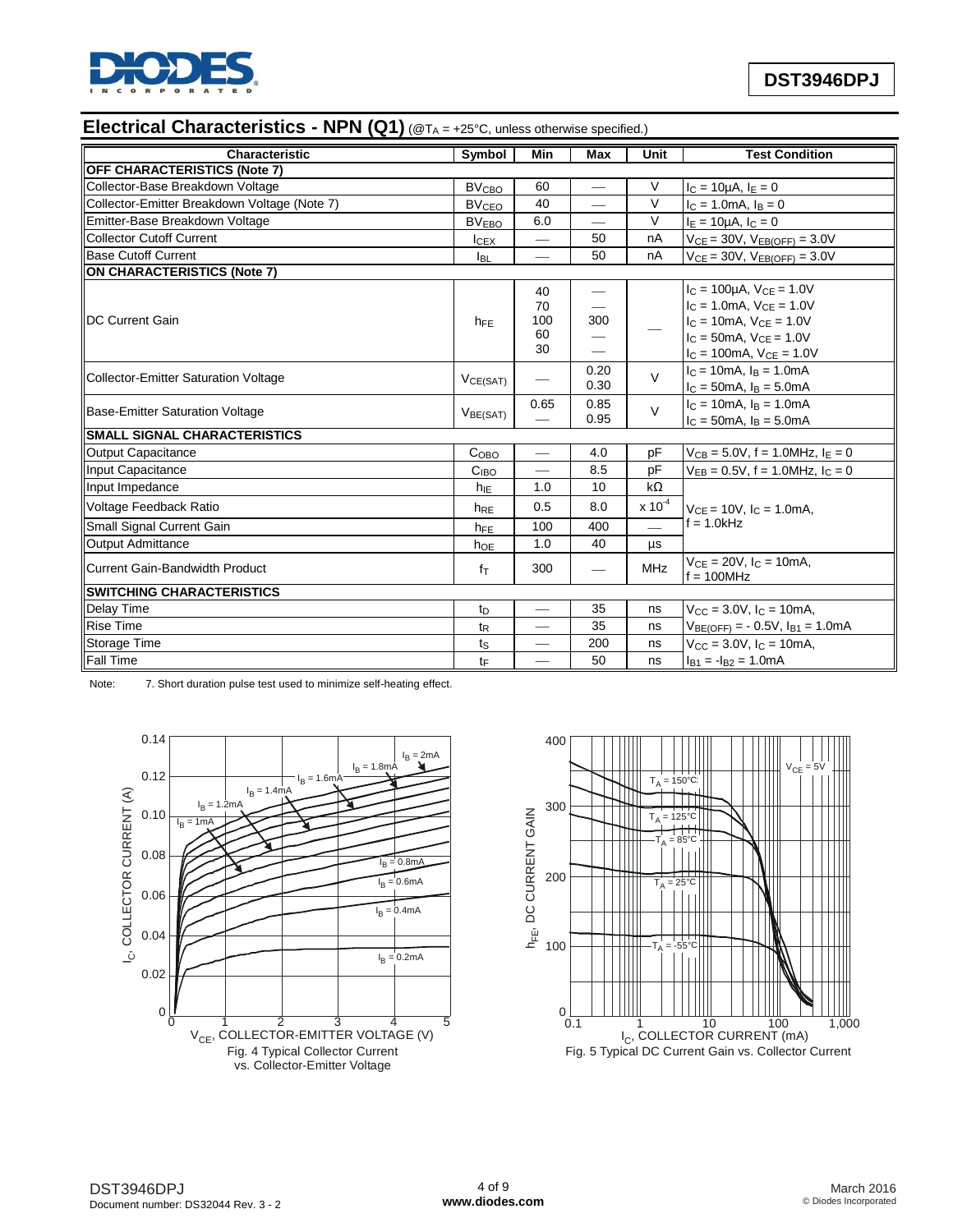## Electrical Characteristics - NPN (Q1) (@$T_A$ = +25°C, unless otherwise specified.)

| Characteristic | Symbol | Min | Max | Unit | Test Condition |
|---|---|---|---|---|---|
| **OFF CHARACTERISTICS (Note 7)** | | | | | |
| Collector-Base Breakdown Voltage | $BV_{CBO}$ | 60 | — | V | $I_C$ = 10μA, $I_E$ = 0 |
| Collector-Emitter Breakdown Voltage (Note 7) | $BV_{CEO}$ | 40 | — | V | $I_C$ = 1.0mA, $I_B$ = 0 |
| Emitter-Base Breakdown Voltage | $BV_{EBO}$ | 6.0 | — | V | $I_E$ = 10μA, $I_C$ = 0 |
| Collector Cutoff Current | $I_{CEX}$ | — | 50 | nA | $V_{CE}$ = 30V, $V_{EB(OFF)}$ = 3.0V |
| Base Cutoff Current | $I_{BL}$ | — | 50 | nA | $V_{CE}$ = 30V, $V_{EB(OFF)}$ = 3.0V |
| **ON CHARACTERISTICS (Note 7)** | | | | | |
| DC Current Gain | $h_{FE}$ | 40<br>70<br>100<br>60<br>30 | —<br>—<br>300<br>—<br>— | — | $I_C$ = 100μA, $V_{CE}$ = 1.0V<br>$I_C$ = 1.0mA, $V_{CE}$ = 1.0V<br>$I_C$ = 10mA, $V_{CE}$ = 1.0V<br>$I_C$ = 50mA, $V_{CE}$ = 1.0V<br>$I_C$ = 100mA, $V_{CE}$ = 1.0V |
| Collector-Emitter Saturation Voltage | $V_{CE(SAT)}$ | — | 0.20<br>0.30 | V | $I_C$ = 10mA, $I_B$ = 1.0mA<br>$I_C$ = 50mA, $I_B$ = 5.0mA |
| Base-Emitter Saturation Voltage | $V_{BE(SAT)}$ | 0.65<br>— | 0.85<br>0.95 | V | $I_C$ = 10mA, $I_B$ = 1.0mA<br>$I_C$ = 50mA, $I_B$ = 5.0mA |
| **SMALL SIGNAL CHARACTERISTICS** | | | | | |
| Output Capacitance | $C_{OBO}$ | — | 4.0 | pF | $V_{CB}$ = 5.0V, f = 1.0MHz, $I_E$ = 0 |
| Input Capacitance | $C_{IBO}$ | — | 8.5 | pF | $V_{EB}$ = 0.5V, f = 1.0MHz, $I_C$ = 0 |
| Input Impedance | $h_{IE}$ | 1.0 | 10 | kΩ | $V_{CE}$ = 10V, $I_C$ = 1.0mA, f = 1.0kHz |
| Voltage Feedback Ratio | $h_{RE}$ | 0.5 | 8.0 | x $10^{-4}$ | |
| Small Signal Current Gain | $h_{FE}$ | 100 | 400 | — | |
| Output Admittance | $h_{OE}$ | 1.0 | 40 | μs | |
| Current Gain-Bandwidth Product | $f_T$ | 300 | — | MHz | $V_{CE}$ = 20V, $I_C$ = 10mA, f = 100MHz |
| **SWITCHING CHARACTERISTICS** | | | | | |
| Delay Time | $t_D$ | — | 35 | ns | $V_{CC}$ = 3.0V, $I_C$ = 10mA, |
| Rise Time | $t_R$ | — | 35 | ns | $V_{BE(OFF)}$ = - 0.5V, $I_{B1}$ = 1.0mA |
| Storage Time | $t_S$ | — | 200 | ns | $V_{CC}$ = 3.0V, $I_C$ = 10mA, |
| Fall Time | $t_F$ | — | 50 | ns | $I_{B1}$ = $-I_{B2}$ = 1.0mA |

Note: 7. Short duration pulse test used to minimize self-heating effect.

Fig. 4 Typical Collector Current vs. Collector-Emitter Voltage

Fig. 5 Typical DC Current Gain vs. Collector Current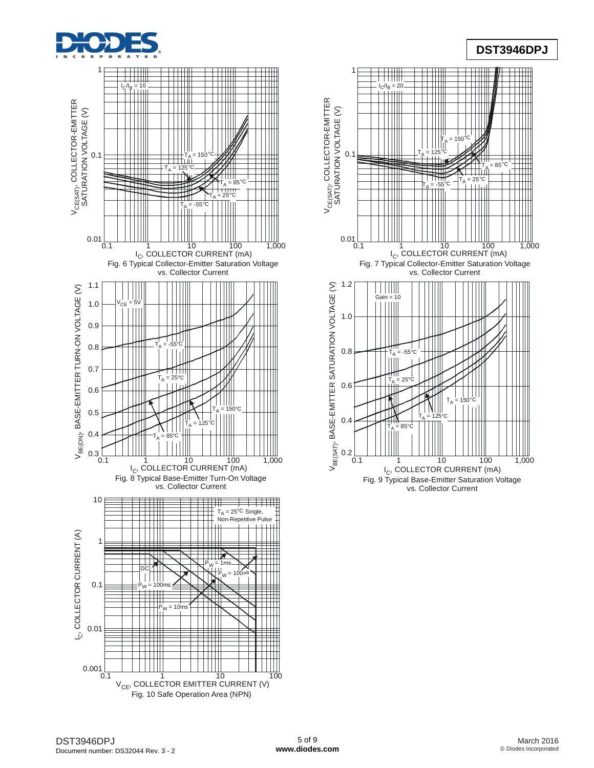$V_{CE(SAT)}$, COLLECTOR-EMITTER SATURATION VOLTAGE (V)

$I_C/I_B = 10$

$T_A = 150°C$, $T_A = 125°C$, $T_A = 85°C$, $T_A = 25°C$, $T_A = -55°C$

$I_C$, COLLECTOR CURRENT (mA)

Fig. 6 Typical Collector-Emitter Saturation Voltage vs. Collector Current

$V_{CE(SAT)}$, COLLECTOR-EMITTER SATURATION VOLTAGE (V)

$I_C/I_B = 20$

$T_A = 150°C$, $T_A = 125°C$, $T_A = 85°C$, $T_A = 25°C$, $T_A = -55°C$

$I_C$, COLLECTOR CURRENT (mA)

Fig. 7 Typical Collector-Emitter Saturation Voltage vs. Collector Current

$V_{BE(ON)}$, BASE-EMITTER TURN-ON VOLTAGE (V)

$V_{CE} = 5V$

$T_A = -55°C$, $T_A = 25°C$, $T_A = 150°C$, $T_A = 125°C$, $T_A = 85°C$

$I_C$, COLLECTOR CURRENT (mA)

Fig. 8 Typical Base-Emitter Turn-On Voltage vs. Collector Current

$V_{BE(SAT)}$, BASE-EMITTER SATURATION VOLTAGE (V)

Gain = 10

$T_A = -55°C$, $T_A = 25°C$, $T_A = 150°C$, $T_A = 125°C$, $T_A = 85°C$

$I_C$, COLLECTOR CURRENT (mA)

Fig. 9 Typical Base-Emitter Saturation Voltage vs. Collector Current

$I_C$, COLLECTOR CURRENT (A)

$T_A = 25°C$ Single, Non-Repetitive Pulse

DC, $P_W = 1ms$, $P_W = 100\mu s$, $P_W = 100ms$, $P_W = 10ms$

$V_{CE}$, COLLECTOR EMITTER CURRENT (V)

Fig. 10 Safe Operation Area (NPN)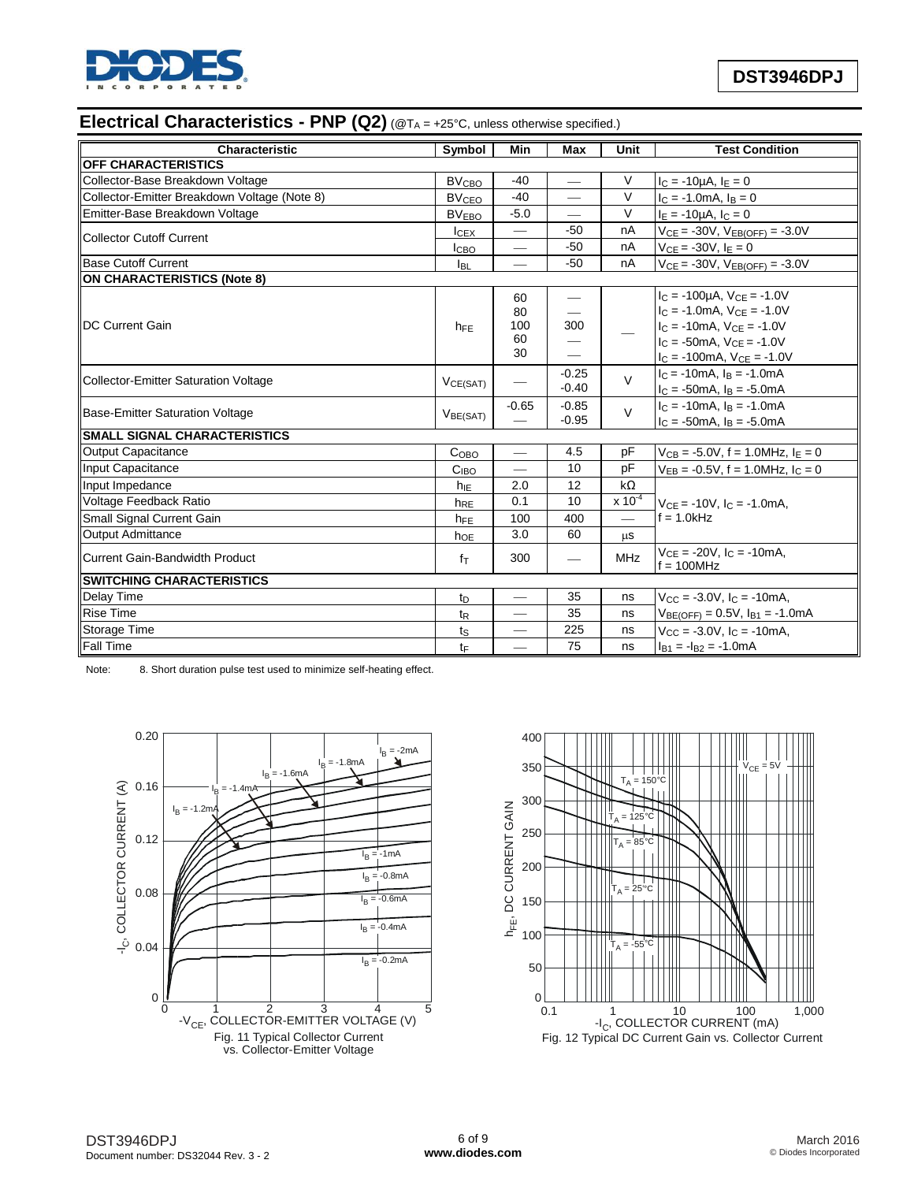## Electrical Characteristics - PNP (Q2) (@$T_A$ = +25°C, unless otherwise specified.)

| Characteristic | Symbol | Min | Max | Unit | Test Condition |
|---|---|---|---|---|---|
| **OFF CHARACTERISTICS** | | | | | |
| Collector-Base Breakdown Voltage | $BV_{CBO}$ | -40 | — | V | $I_C$ = -10µA, $I_E$ = 0 |
| Collector-Emitter Breakdown Voltage (Note 8) | $BV_{CEO}$ | -40 | — | V | $I_C$ = -1.0mA, $I_B$ = 0 |
| Emitter-Base Breakdown Voltage | $BV_{EBO}$ | -5.0 | — | V | $I_E$ = -10µA, $I_C$ = 0 |
| Collector Cutoff Current | $I_{CEX}$ | — | -50 | nA | $V_{CE}$ = -30V, $V_{EB(OFF)}$ = -3.0V |
| | $I_{CBO}$ | — | -50 | nA | $V_{CE}$ = -30V, $I_E$ = 0 |
| Base Cutoff Current | $I_{BL}$ | — | -50 | nA | $V_{CE}$ = -30V, $V_{EB(OFF)}$ = -3.0V |
| **ON CHARACTERISTICS (Note 8)** | | | | | |
| DC Current Gain | $h_{FE}$ | 60<br>80<br>100<br>60<br>30 | —<br>—<br>300<br>—<br>— | — | $I_C$ = -100µA, $V_{CE}$ = -1.0V<br>$I_C$ = -1.0mA, $V_{CE}$ = -1.0V<br>$I_C$ = -10mA, $V_{CE}$ = -1.0V<br>$I_C$ = -50mA, $V_{CE}$ = -1.0V<br>$I_C$ = -100mA, $V_{CE}$ = -1.0V |
| Collector-Emitter Saturation Voltage | $V_{CE(SAT)}$ | — | -0.25<br>-0.40 | V | $I_C$ = -10mA, $I_B$ = -1.0mA<br>$I_C$ = -50mA, $I_B$ = -5.0mA |
| Base-Emitter Saturation Voltage | $V_{BE(SAT)}$ | -0.65<br>— | -0.85<br>-0.95 | V | $I_C$ = -10mA, $I_B$ = -1.0mA<br>$I_C$ = -50mA, $I_B$ = -5.0mA |
| **SMALL SIGNAL CHARACTERISTICS** | | | | | |
| Output Capacitance | $C_{OBO}$ | — | 4.5 | pF | $V_{CB}$ = -5.0V, f = 1.0MHz, $I_E$ = 0 |
| Input Capacitance | $C_{IBO}$ | — | 10 | pF | $V_{EB}$ = -0.5V, f = 1.0MHz, $I_C$ = 0 |
| Input Impedance | $h_{IE}$ | 2.0 | 12 | kΩ | $V_{CE}$ = -10V, $I_C$ = -1.0mA, f = 1.0kHz |
| Voltage Feedback Ratio | $h_{RE}$ | 0.1 | 10 | x $10^{-4}$ | |
| Small Signal Current Gain | $h_{FE}$ | 100 | 400 | — | |
| Output Admittance | $h_{OE}$ | 3.0 | 60 | µS | |
| Current Gain-Bandwidth Product | $f_T$ | 300 | — | MHz | $V_{CE}$ = -20V, $I_C$ = -10mA, f = 100MHz |
| **SWITCHING CHARACTERISTICS** | | | | | |
| Delay Time | $t_D$ | — | 35 | ns | $V_{CC}$ = -3.0V, $I_C$ = -10mA, $V_{BE(OFF)}$ = 0.5V, $I_{B1}$ = -1.0mA |
| Rise Time | $t_R$ | — | 35 | ns | |
| Storage Time | $t_S$ | — | 225 | ns | $V_{CC}$ = -3.0V, $I_C$ = -10mA, $I_{B1}$ = $-I_{B2}$ = -1.0mA |
| Fall Time | $t_F$ | — | 75 | ns | |

Note: 8. Short duration pulse test used to minimize self-heating effect.

Fig. 11 Typical Collector Current vs. Collector-Emitter Voltage

Fig. 12 Typical DC Current Gain vs. Collector Current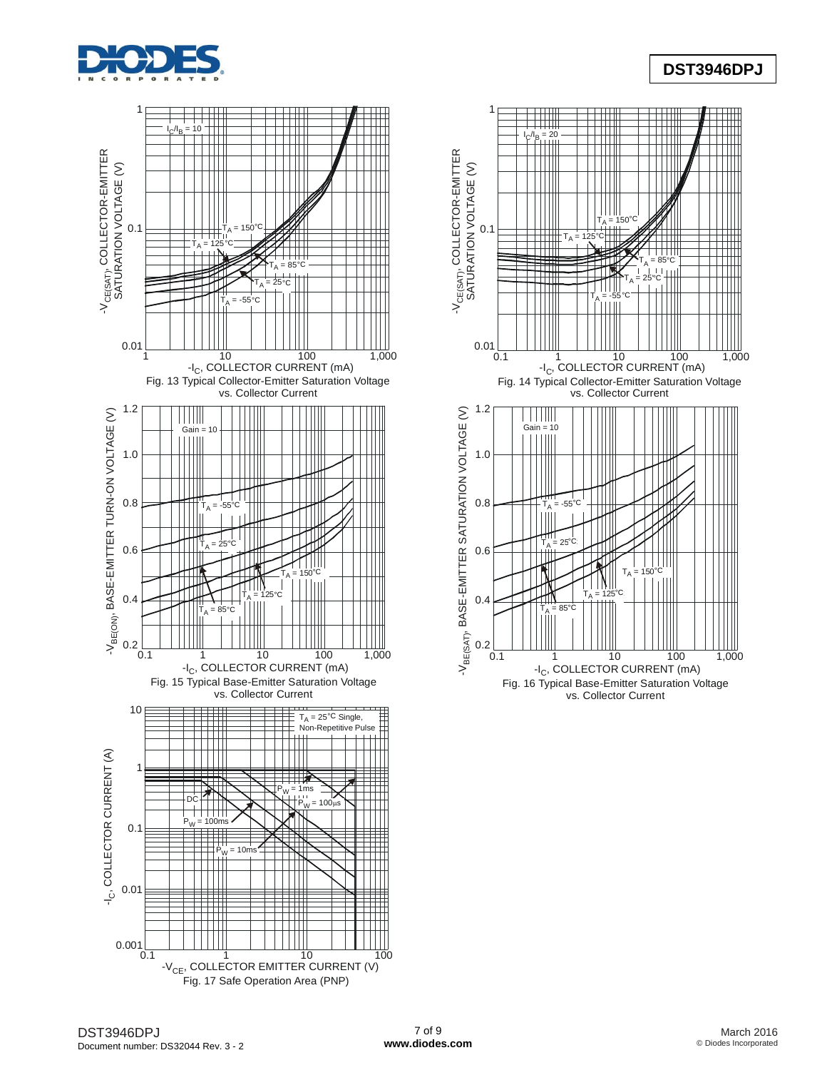Fig. 13 Typical Collector-Emitter Saturation Voltage vs. Collector Current

Fig. 14 Typical Collector-Emitter Saturation Voltage vs. Collector Current

Fig. 15 Typical Base-Emitter Saturation Voltage vs. Collector Current

Fig. 16 Typical Base-Emitter Saturation Voltage vs. Collector Current

Fig. 17 Safe Operation Area (PNP)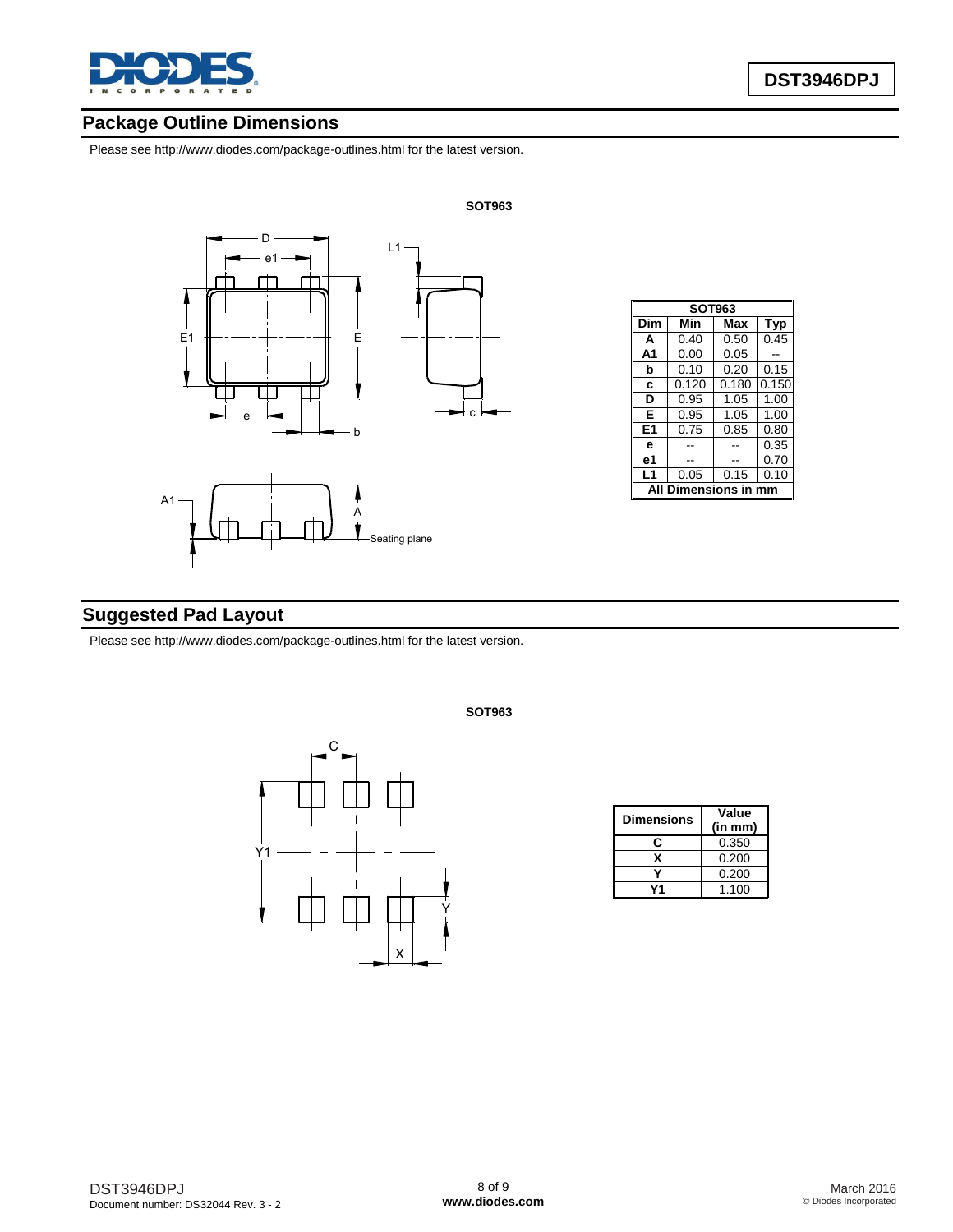## Package Outline Dimensions

Please see http://www.diodes.com/package-outlines.html for the latest version.

**SOT963**

| SOT963 | | | |
|---|---|---|---|
| Dim | Min | Max | Typ |
| A | 0.40 | 0.50 | 0.45 |
| A1 | 0.00 | 0.05 | -- |
| b | 0.10 | 0.20 | 0.15 |
| c | 0.120 | 0.180 | 0.150 |
| D | 0.95 | 1.05 | 1.00 |
| E | 0.95 | 1.05 | 1.00 |
| E1 | 0.75 | 0.85 | 0.80 |
| e | -- | -- | 0.35 |
| e1 | -- | -- | 0.70 |
| L1 | 0.05 | 0.15 | 0.10 |
| All Dimensions in mm | | | |

## Suggested Pad Layout

Please see http://www.diodes.com/package-outlines.html for the latest version.

**SOT963**

| Dimensions | Value (in mm) |
|---|---|
| C | 0.350 |
| X | 0.200 |
| Y | 0.200 |
| Y1 | 1.100 |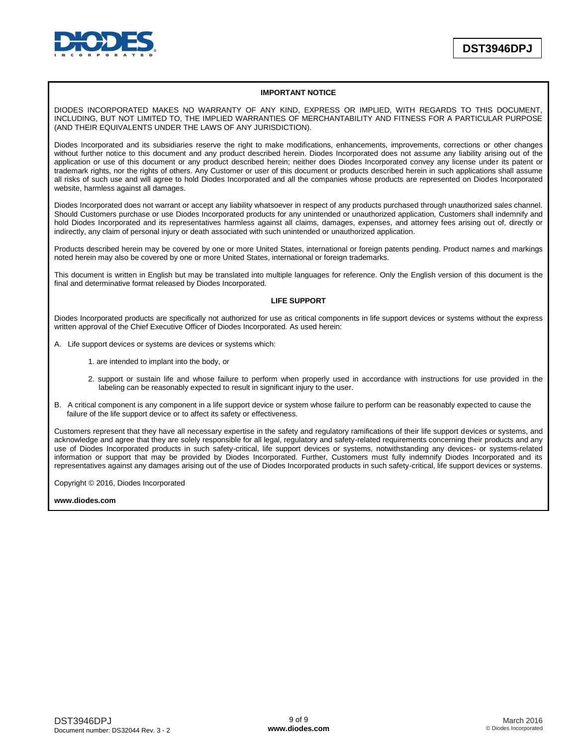## IMPORTANT NOTICE

DIODES INCORPORATED MAKES NO WARRANTY OF ANY KIND, EXPRESS OR IMPLIED, WITH REGARDS TO THIS DOCUMENT, INCLUDING, BUT NOT LIMITED TO, THE IMPLIED WARRANTIES OF MERCHANTABILITY AND FITNESS FOR A PARTICULAR PURPOSE (AND THEIR EQUIVALENTS UNDER THE LAWS OF ANY JURISDICTION).

Diodes Incorporated and its subsidiaries reserve the right to make modifications, enhancements, improvements, corrections or other changes without further notice to this document and any product described herein. Diodes Incorporated does not assume any liability arising out of the application or use of this document or any product described herein; neither does Diodes Incorporated convey any license under its patent or trademark rights, nor the rights of others. Any Customer or user of this document or products described herein in such applications shall assume all risks of such use and will agree to hold Diodes Incorporated and all the companies whose products are represented on Diodes Incorporated website, harmless against all damages.

Diodes Incorporated does not warrant or accept any liability whatsoever in respect of any products purchased through unauthorized sales channel. Should Customers purchase or use Diodes Incorporated products for any unintended or unauthorized application, Customers shall indemnify and hold Diodes Incorporated and its representatives harmless against all claims, damages, expenses, and attorney fees arising out of, directly or indirectly, any claim of personal injury or death associated with such unintended or unauthorized application.

Products described herein may be covered by one or more United States, international or foreign patents pending. Product names and markings noted herein may also be covered by one or more United States, international or foreign trademarks.

This document is written in English but may be translated into multiple languages for reference. Only the English version of this document is the final and determinative format released by Diodes Incorporated.

## LIFE SUPPORT

Diodes Incorporated products are specifically not authorized for use as critical components in life support devices or systems without the express written approval of the Chief Executive Officer of Diodes Incorporated. As used herein:

A. Life support devices or systems are devices or systems which:

   1. are intended to implant into the body, or

   2. support or sustain life and whose failure to perform when properly used in accordance with instructions for use provided in the labeling can be reasonably expected to result in significant injury to the user.

B. A critical component is any component in a life support device or system whose failure to perform can be reasonably expected to cause the failure of the life support device or to affect its safety or effectiveness.

Customers represent that they have all necessary expertise in the safety and regulatory ramifications of their life support devices or systems, and acknowledge and agree that they are solely responsible for all legal, regulatory and safety-related requirements concerning their products and any use of Diodes Incorporated products in such safety-critical, life support devices or systems, notwithstanding any devices- or systems-related information or support that may be provided by Diodes Incorporated. Further, Customers must fully indemnify Diodes Incorporated and its representatives against any damages arising out of the use of Diodes Incorporated products in such safety-critical, life support devices or systems.

Copyright © 2016, Diodes Incorporated

**www.diodes.com**